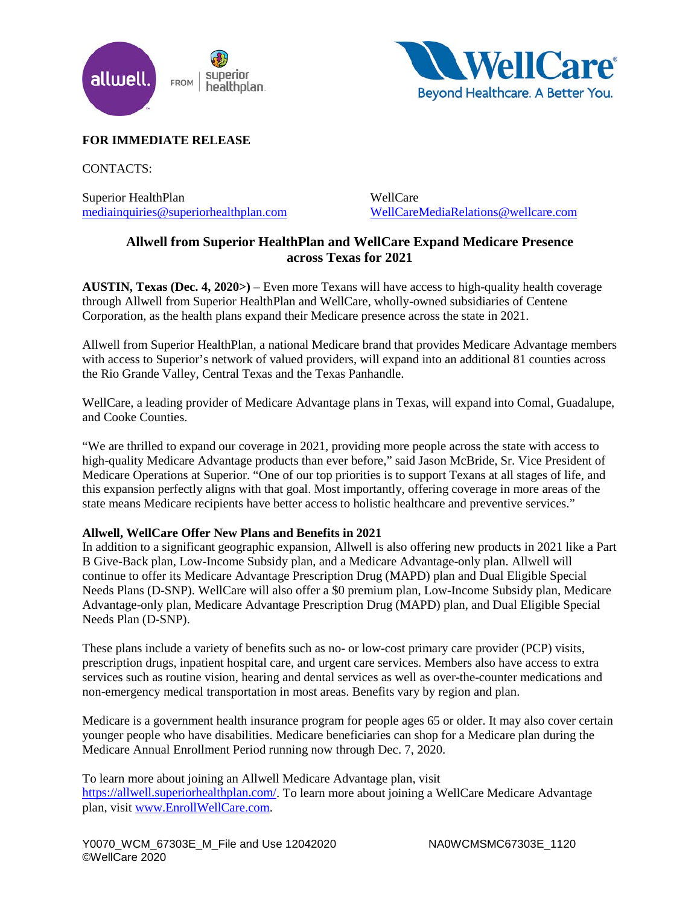**FOR IMMEDIATE RELEASE**

CONTACTS:

Superior HealthPlan
mediainquiries@superiorhealthplan.com

WellCare
WellCareMediaRelations@wellcare.com

## Allwell from Superior HealthPlan and WellCare Expand Medicare Presence across Texas for 2021

**AUSTIN, Texas (Dec. 4, 2020>)** – Even more Texans will have access to high-quality health coverage through Allwell from Superior HealthPlan and WellCare, wholly-owned subsidiaries of Centene Corporation, as the health plans expand their Medicare presence across the state in 2021.

Allwell from Superior HealthPlan, a national Medicare brand that provides Medicare Advantage members with access to Superior's network of valued providers, will expand into an additional 81 counties across the Rio Grande Valley, Central Texas and the Texas Panhandle.

WellCare, a leading provider of Medicare Advantage plans in Texas, will expand into Comal, Guadalupe, and Cooke Counties.

"We are thrilled to expand our coverage in 2021, providing more people across the state with access to high-quality Medicare Advantage products than ever before," said Jason McBride, Sr. Vice President of Medicare Operations at Superior. "One of our top priorities is to support Texans at all stages of life, and this expansion perfectly aligns with that goal. Most importantly, offering coverage in more areas of the state means Medicare recipients have better access to holistic healthcare and preventive services."

**Allwell, WellCare Offer New Plans and Benefits in 2021**
In addition to a significant geographic expansion, Allwell is also offering new products in 2021 like a Part B Give-Back plan, Low-Income Subsidy plan, and a Medicare Advantage-only plan. Allwell will continue to offer its Medicare Advantage Prescription Drug (MAPD) plan and Dual Eligible Special Needs Plans (D-SNP). WellCare will also offer a $0 premium plan, Low-Income Subsidy plan, Medicare Advantage-only plan, Medicare Advantage Prescription Drug (MAPD) plan, and Dual Eligible Special Needs Plan (D-SNP).

These plans include a variety of benefits such as no- or low-cost primary care provider (PCP) visits, prescription drugs, inpatient hospital care, and urgent care services. Members also have access to extra services such as routine vision, hearing and dental services as well as over-the-counter medications and non-emergency medical transportation in most areas. Benefits vary by region and plan.

Medicare is a government health insurance program for people ages 65 or older. It may also cover certain younger people who have disabilities. Medicare beneficiaries can shop for a Medicare plan during the Medicare Annual Enrollment Period running now through Dec. 7, 2020.

To learn more about joining an Allwell Medicare Advantage plan, visit https://allwell.superiorhealthplan.com/. To learn more about joining a WellCare Medicare Advantage plan, visit www.EnrollWellCare.com.

Y0070_WCM_67303E_M_File and Use 12042020 NA0WCMSMC67303E_1120
©WellCare 2020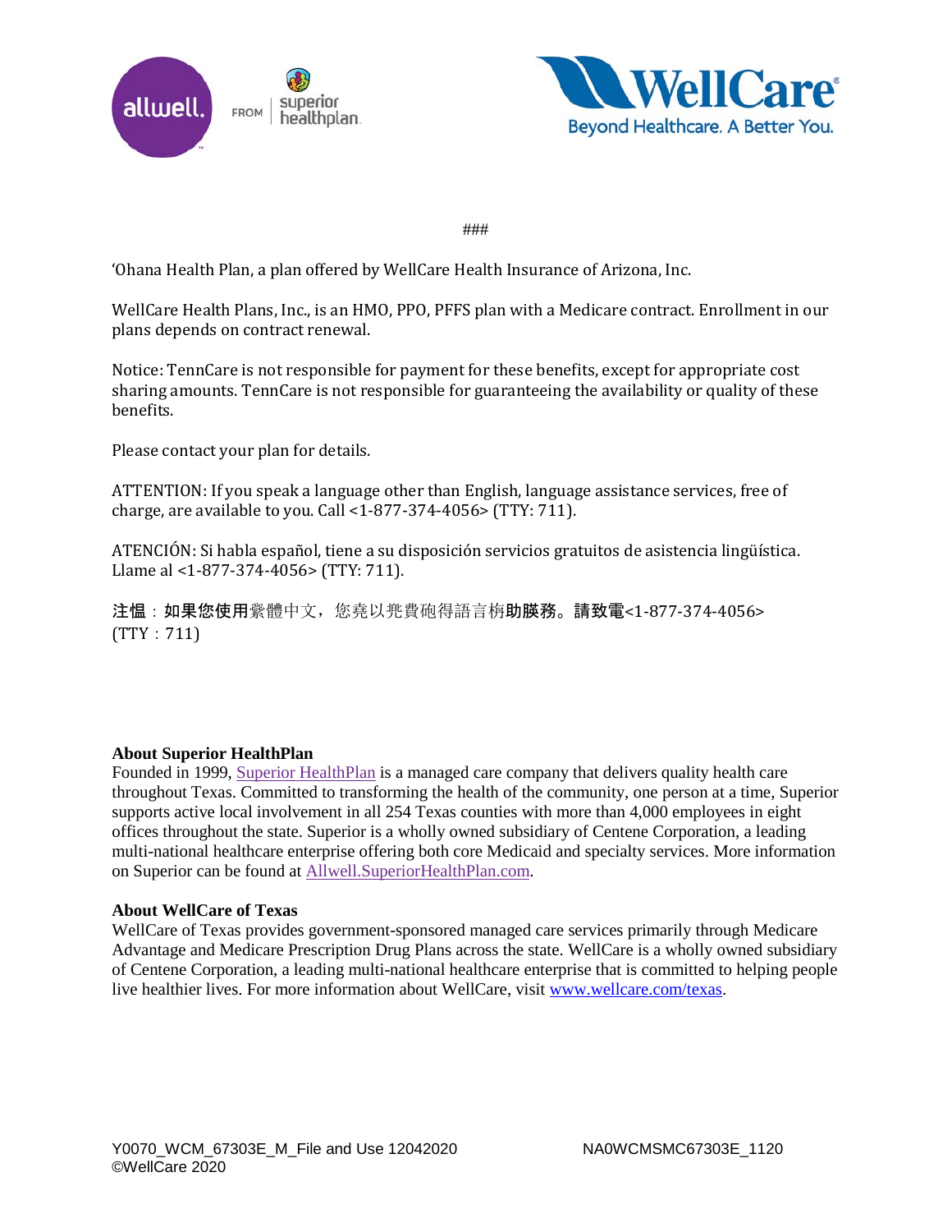###

'Ohana Health Plan, a plan offered by WellCare Health Insurance of Arizona, Inc.

WellCare Health Plans, Inc., is an HMO, PPO, PFFS plan with a Medicare contract. Enrollment in our plans depends on contract renewal.

Notice: TennCare is not responsible for payment for these benefits, except for appropriate cost sharing amounts. TennCare is not responsible for guaranteeing the availability or quality of these benefits.

Please contact your plan for details.

ATTENTION: If you speak a language other than English, language assistance services, free of charge, are available to you. Call <1-877-374-4056> (TTY: 711).

ATENCIÓN: Si habla español, tiene a su disposición servicios gratuitos de asistencia lingüística. Llame al <1-877-374-4056> (TTY: 711).

注意：如果您使用繁體中文，您可以免費獲得語言援助服務。請致電<1-877-374-4056> (TTY：711)

**About Superior HealthPlan**
Founded in 1999, Superior HealthPlan is a managed care company that delivers quality health care throughout Texas. Committed to transforming the health of the community, one person at a time, Superior supports active local involvement in all 254 Texas counties with more than 4,000 employees in eight offices throughout the state. Superior is a wholly owned subsidiary of Centene Corporation, a leading multi-national healthcare enterprise offering both core Medicaid and specialty services. More information on Superior can be found at Allwell.SuperiorHealthPlan.com.

**About WellCare of Texas**
WellCare of Texas provides government-sponsored managed care services primarily through Medicare Advantage and Medicare Prescription Drug Plans across the state. WellCare is a wholly owned subsidiary of Centene Corporation, a leading multi-national healthcare enterprise that is committed to helping people live healthier lives. For more information about WellCare, visit www.wellcare.com/texas.

Y0070_WCM_67303E_M_File and Use 12042020 NA0WCMSMC67303E_1120
©WellCare 2020